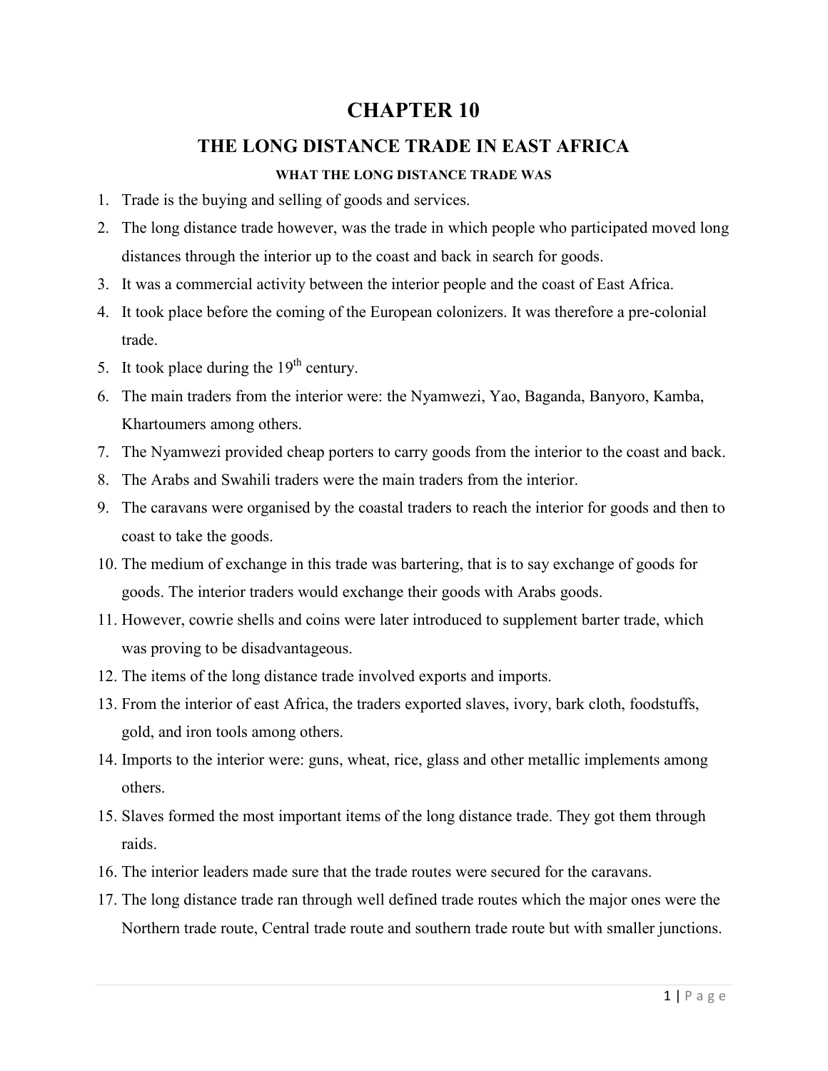# CHAPTER 10

## THE LONG DISTANCE TRADE IN EAST AFRICA

### WHAT THE LONG DISTANCE TRADE WAS

1. Trade is the buying and selling of goods and services.
2. The long distance trade however, was the trade in which people who participated moved long distances through the interior up to the coast and back in search for goods.
3. It was a commercial activity between the interior people and the coast of East Africa.
4. It took place before the coming of the European colonizers. It was therefore a pre-colonial trade.
5. It took place during the $19^{th}$ century.
6. The main traders from the interior were: the Nyamwezi, Yao, Baganda, Banyoro, Kamba, Khartoumers among others.
7. The Nyamwezi provided cheap porters to carry goods from the interior to the coast and back.
8. The Arabs and Swahili traders were the main traders from the interior.
9. The caravans were organised by the coastal traders to reach the interior for goods and then to coast to take the goods.
10. The medium of exchange in this trade was bartering, that is to say exchange of goods for goods. The interior traders would exchange their goods with Arabs goods.
11. However, cowrie shells and coins were later introduced to supplement barter trade, which was proving to be disadvantageous.
12. The items of the long distance trade involved exports and imports.
13. From the interior of east Africa, the traders exported slaves, ivory, bark cloth, foodstuffs, gold, and iron tools among others.
14. Imports to the interior were: guns, wheat, rice, glass and other metallic implements among others.
15. Slaves formed the most important items of the long distance trade. They got them through raids.
16. The interior leaders made sure that the trade routes were secured for the caravans.
17. The long distance trade ran through well defined trade routes which the major ones were the Northern trade route, Central trade route and southern trade route but with smaller junctions.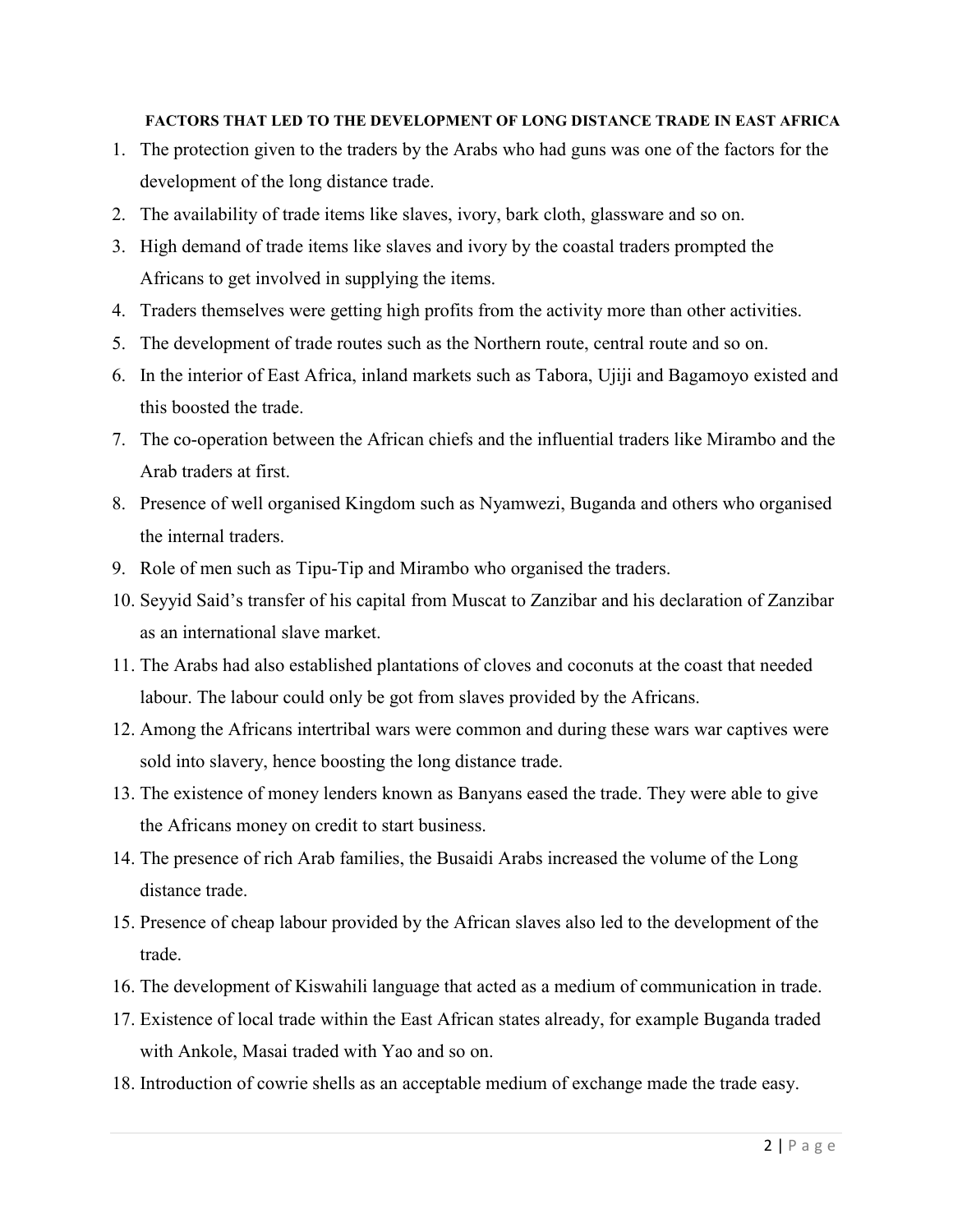**FACTORS THAT LED TO THE DEVELOPMENT OF LONG DISTANCE TRADE IN EAST AFRICA**

1. The protection given to the traders by the Arabs who had guns was one of the factors for the development of the long distance trade.
2. The availability of trade items like slaves, ivory, bark cloth, glassware and so on.
3. High demand of trade items like slaves and ivory by the coastal traders prompted the Africans to get involved in supplying the items.
4. Traders themselves were getting high profits from the activity more than other activities.
5. The development of trade routes such as the Northern route, central route and so on.
6. In the interior of East Africa, inland markets such as Tabora, Ujiji and Bagamoyo existed and this boosted the trade.
7. The co-operation between the African chiefs and the influential traders like Mirambo and the Arab traders at first.
8. Presence of well organised Kingdom such as Nyamwezi, Buganda and others who organised the internal traders.
9. Role of men such as Tipu-Tip and Mirambo who organised the traders.
10. Seyyid Said's transfer of his capital from Muscat to Zanzibar and his declaration of Zanzibar as an international slave market.
11. The Arabs had also established plantations of cloves and coconuts at the coast that needed labour. The labour could only be got from slaves provided by the Africans.
12. Among the Africans intertribal wars were common and during these wars war captives were sold into slavery, hence boosting the long distance trade.
13. The existence of money lenders known as Banyans eased the trade. They were able to give the Africans money on credit to start business.
14. The presence of rich Arab families, the Busaidi Arabs increased the volume of the Long distance trade.
15. Presence of cheap labour provided by the African slaves also led to the development of the trade.
16. The development of Kiswahili language that acted as a medium of communication in trade.
17. Existence of local trade within the East African states already, for example Buganda traded with Ankole, Masai traded with Yao and so on.
18. Introduction of cowrie shells as an acceptable medium of exchange made the trade easy.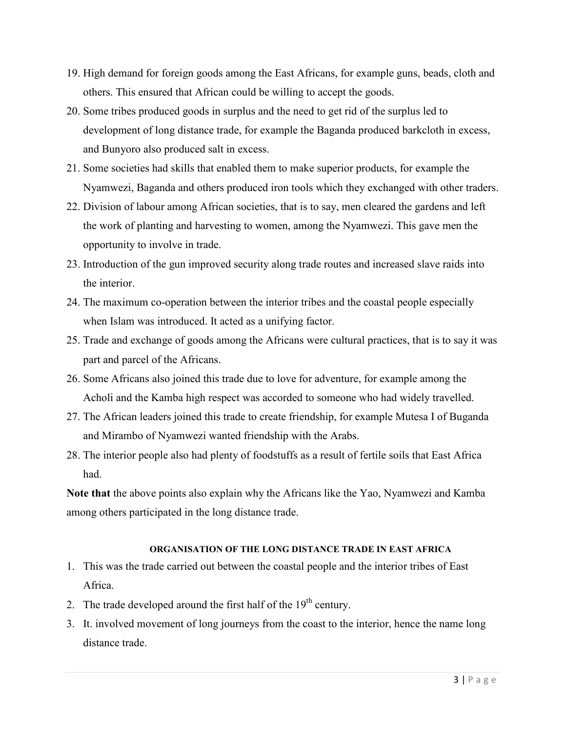19. High demand for foreign goods among the East Africans, for example guns, beads, cloth and others. This ensured that African could be willing to accept the goods.
20. Some tribes produced goods in surplus and the need to get rid of the surplus led to development of long distance trade, for example the Baganda produced barkcloth in excess, and Bunyoro also produced salt in excess.
21. Some societies had skills that enabled them to make superior products, for example the Nyamwezi, Baganda and others produced iron tools which they exchanged with other traders.
22. Division of labour among African societies, that is to say, men cleared the gardens and left the work of planting and harvesting to women, among the Nyamwezi. This gave men the opportunity to involve in trade.
23. Introduction of the gun improved security along trade routes and increased slave raids into the interior.
24. The maximum co-operation between the interior tribes and the coastal people especially when Islam was introduced. It acted as a unifying factor.
25. Trade and exchange of goods among the Africans were cultural practices, that is to say it was part and parcel of the Africans.
26. Some Africans also joined this trade due to love for adventure, for example among the Acholi and the Kamba high respect was accorded to someone who had widely travelled.
27. The African leaders joined this trade to create friendship, for example Mutesa I of Buganda and Mirambo of Nyamwezi wanted friendship with the Arabs.
28. The interior people also had plenty of foodstuffs as a result of fertile soils that East Africa had.

**Note that** the above points also explain why the Africans like the Yao, Nyamwezi and Kamba among others participated in the long distance trade.

### ORGANISATION OF THE LONG DISTANCE TRADE IN EAST AFRICA

1. This was the trade carried out between the coastal people and the interior tribes of East Africa.
2. The trade developed around the first half of the 19th century.
3. It. involved movement of long journeys from the coast to the interior, hence the name long distance trade.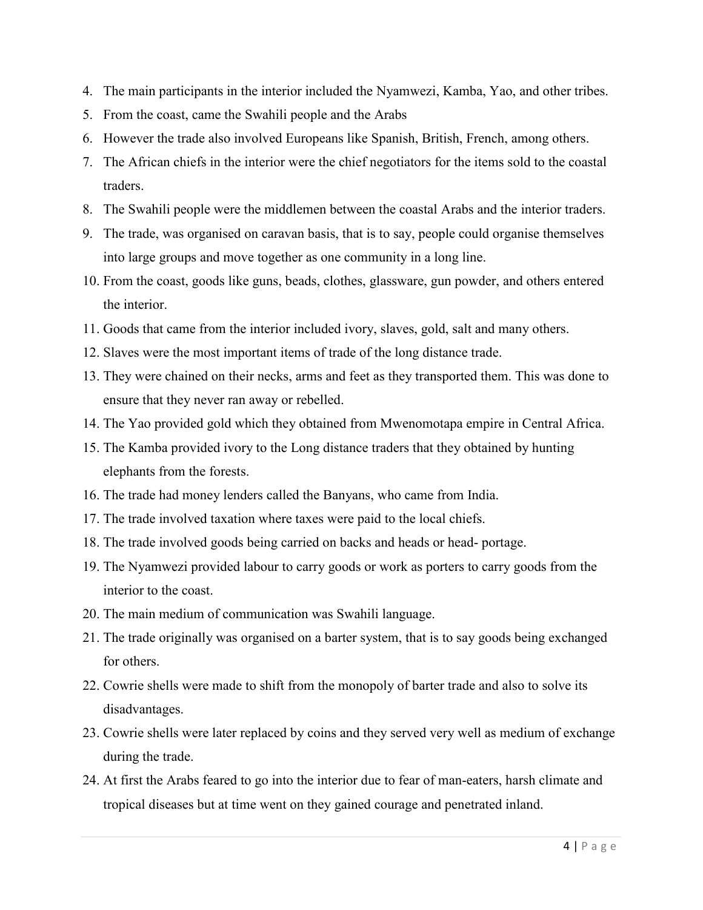4. The main participants in the interior included the Nyamwezi, Kamba, Yao, and other tribes.
5. From the coast, came the Swahili people and the Arabs
6. However the trade also involved Europeans like Spanish, British, French, among others.
7. The African chiefs in the interior were the chief negotiators for the items sold to the coastal traders.
8. The Swahili people were the middlemen between the coastal Arabs and the interior traders.
9. The trade, was organised on caravan basis, that is to say, people could organise themselves into large groups and move together as one community in a long line.
10. From the coast, goods like guns, beads, clothes, glassware, gun powder, and others entered the interior.
11. Goods that came from the interior included ivory, slaves, gold, salt and many others.
12. Slaves were the most important items of trade of the long distance trade.
13. They were chained on their necks, arms and feet as they transported them. This was done to ensure that they never ran away or rebelled.
14. The Yao provided gold which they obtained from Mwenomotapa empire in Central Africa.
15. The Kamba provided ivory to the Long distance traders that they obtained by hunting elephants from the forests.
16. The trade had money lenders called the Banyans, who came from India.
17. The trade involved taxation where taxes were paid to the local chiefs.
18. The trade involved goods being carried on backs and heads or head- portage.
19. The Nyamwezi provided labour to carry goods or work as porters to carry goods from the interior to the coast.
20. The main medium of communication was Swahili language.
21. The trade originally was organised on a barter system, that is to say goods being exchanged for others.
22. Cowrie shells were made to shift from the monopoly of barter trade and also to solve its disadvantages.
23. Cowrie shells were later replaced by coins and they served very well as medium of exchange during the trade.
24. At first the Arabs feared to go into the interior due to fear of man-eaters, harsh climate and tropical diseases but at time went on they gained courage and penetrated inland.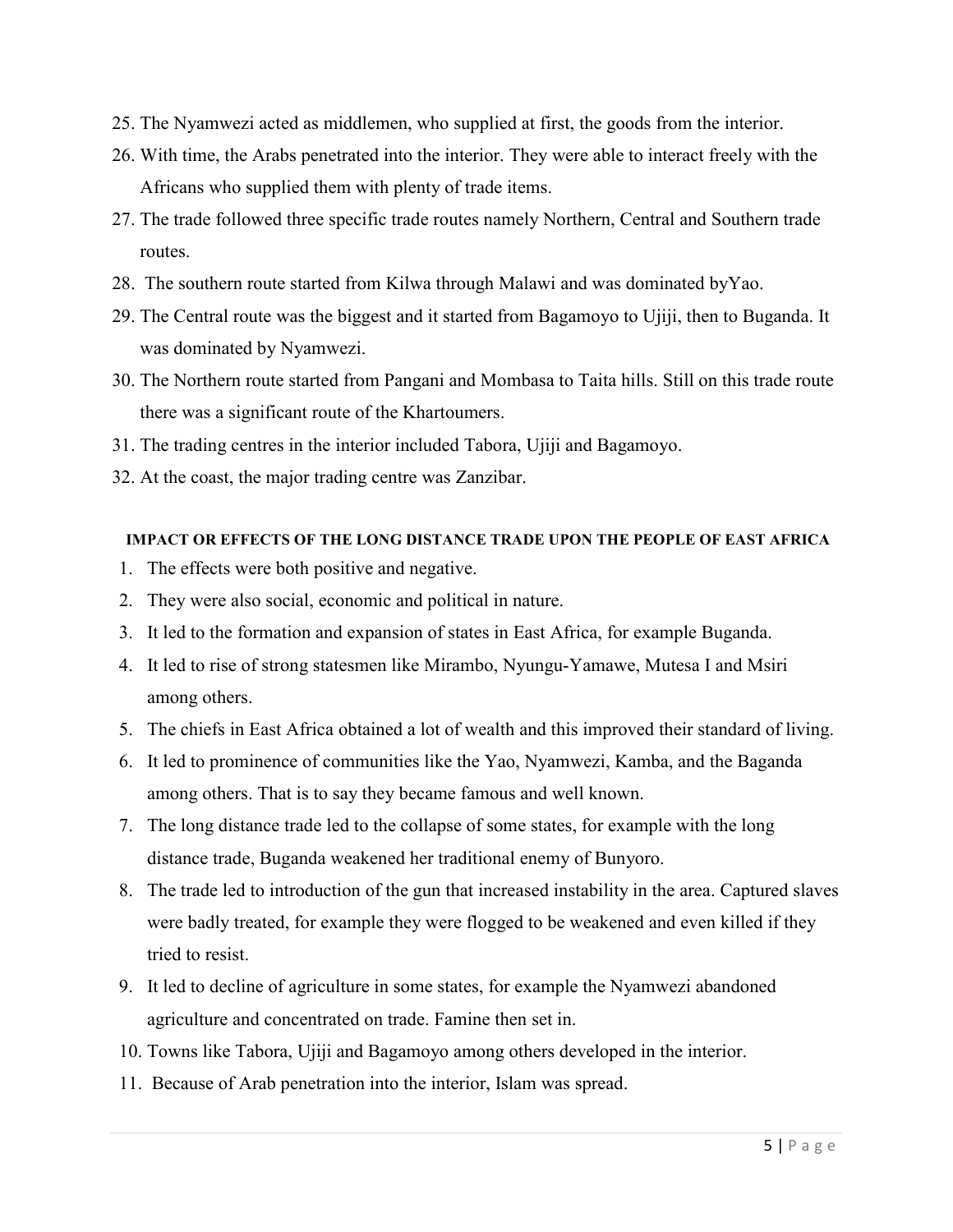25. The Nyamwezi acted as middlemen, who supplied at first, the goods from the interior.
26. With time, the Arabs penetrated into the interior. They were able to interact freely with the Africans who supplied them with plenty of trade items.
27. The trade followed three specific trade routes namely Northern, Central and Southern trade routes.
28. The southern route started from Kilwa through Malawi and was dominated byYao.
29. The Central route was the biggest and it started from Bagamoyo to Ujiji, then to Buganda. It was dominated by Nyamwezi.
30. The Northern route started from Pangani and Mombasa to Taita hills. Still on this trade route there was a significant route of the Khartoumers.
31. The trading centres in the interior included Tabora, Ujiji and Bagamoyo.
32. At the coast, the major trading centre was Zanzibar.

#### IMPACT OR EFFECTS OF THE LONG DISTANCE TRADE UPON THE PEOPLE OF EAST AFRICA

1. The effects were both positive and negative.
2. They were also social, economic and political in nature.
3. It led to the formation and expansion of states in East Africa, for example Buganda.
4. It led to rise of strong statesmen like Mirambo, Nyungu-Yamawe, Mutesa I and Msiri among others.
5. The chiefs in East Africa obtained a lot of wealth and this improved their standard of living.
6. It led to prominence of communities like the Yao, Nyamwezi, Kamba, and the Baganda among others. That is to say they became famous and well known.
7. The long distance trade led to the collapse of some states, for example with the long distance trade, Buganda weakened her traditional enemy of Bunyoro.
8. The trade led to introduction of the gun that increased instability in the area. Captured slaves were badly treated, for example they were flogged to be weakened and even killed if they tried to resist.
9. It led to decline of agriculture in some states, for example the Nyamwezi abandoned agriculture and concentrated on trade. Famine then set in.
10. Towns like Tabora, Ujiji and Bagamoyo among others developed in the interior.
11. Because of Arab penetration into the interior, Islam was spread.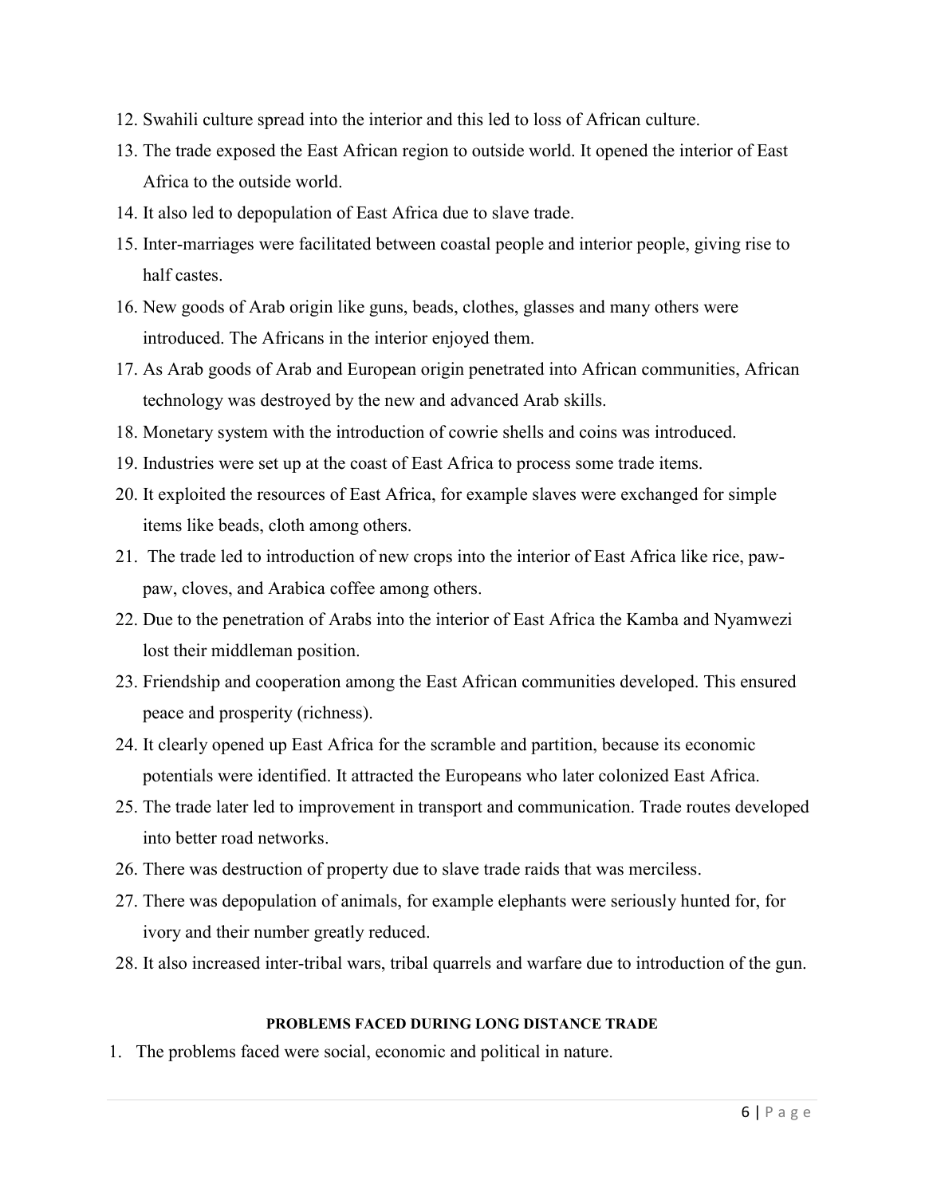12. Swahili culture spread into the interior and this led to loss of African culture.
13. The trade exposed the East African region to outside world. It opened the interior of East Africa to the outside world.
14. It also led to depopulation of East Africa due to slave trade.
15. Inter-marriages were facilitated between coastal people and interior people, giving rise to half castes.
16. New goods of Arab origin like guns, beads, clothes, glasses and many others were introduced. The Africans in the interior enjoyed them.
17. As Arab goods of Arab and European origin penetrated into African communities, African technology was destroyed by the new and advanced Arab skills.
18. Monetary system with the introduction of cowrie shells and coins was introduced.
19. Industries were set up at the coast of East Africa to process some trade items.
20. It exploited the resources of East Africa, for example slaves were exchanged for simple items like beads, cloth among others.
21. The trade led to introduction of new crops into the interior of East Africa like rice, paw-paw, cloves, and Arabica coffee among others.
22. Due to the penetration of Arabs into the interior of East Africa the Kamba and Nyamwezi lost their middleman position.
23. Friendship and cooperation among the East African communities developed. This ensured peace and prosperity (richness).
24. It clearly opened up East Africa for the scramble and partition, because its economic potentials were identified. It attracted the Europeans who later colonized East Africa.
25. The trade later led to improvement in transport and communication. Trade routes developed into better road networks.
26. There was destruction of property due to slave trade raids that was merciless.
27. There was depopulation of animals, for example elephants were seriously hunted for, for ivory and their number greatly reduced.
28. It also increased inter-tribal wars, tribal quarrels and warfare due to introduction of the gun.

**PROBLEMS FACED DURING LONG DISTANCE TRADE**

1. The problems faced were social, economic and political in nature.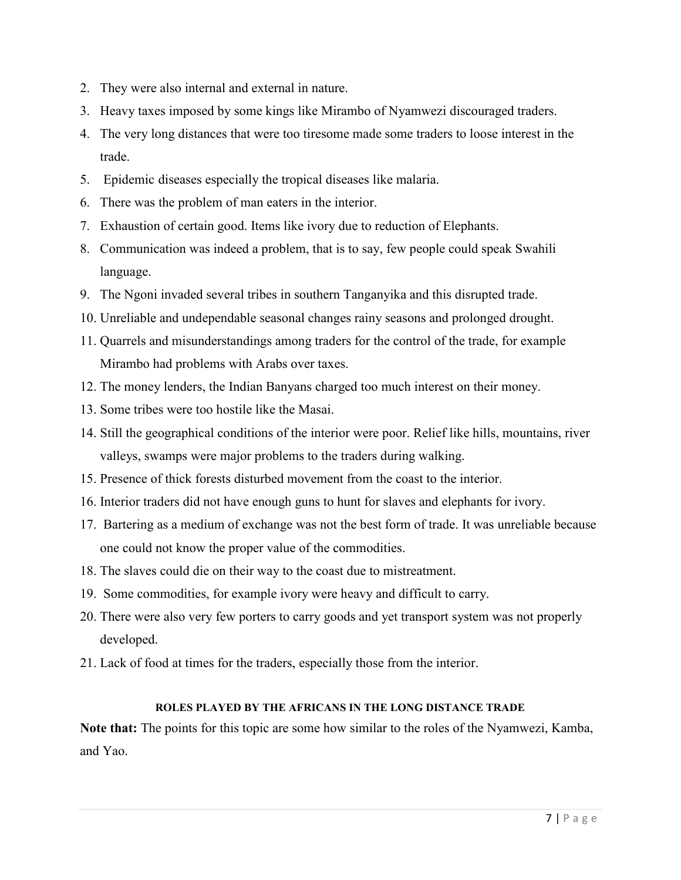2. They were also internal and external in nature.
3. Heavy taxes imposed by some kings like Mirambo of Nyamwezi discouraged traders.
4. The very long distances that were too tiresome made some traders to loose interest in the trade.
5. Epidemic diseases especially the tropical diseases like malaria.
6. There was the problem of man eaters in the interior.
7. Exhaustion of certain good. Items like ivory due to reduction of Elephants.
8. Communication was indeed a problem, that is to say, few people could speak Swahili language.
9. The Ngoni invaded several tribes in southern Tanganyika and this disrupted trade.
10. Unreliable and undependable seasonal changes rainy seasons and prolonged drought.
11. Quarrels and misunderstandings among traders for the control of the trade, for example Mirambo had problems with Arabs over taxes.
12. The money lenders, the Indian Banyans charged too much interest on their money.
13. Some tribes were too hostile like the Masai.
14. Still the geographical conditions of the interior were poor. Relief like hills, mountains, river valleys, swamps were major problems to the traders during walking.
15. Presence of thick forests disturbed movement from the coast to the interior.
16. Interior traders did not have enough guns to hunt for slaves and elephants for ivory.
17. Bartering as a medium of exchange was not the best form of trade. It was unreliable because one could not know the proper value of the commodities.
18. The slaves could die on their way to the coast due to mistreatment.
19. Some commodities, for example ivory were heavy and difficult to carry.
20. There were also very few porters to carry goods and yet transport system was not properly developed.
21. Lack of food at times for the traders, especially those from the interior.

### ROLES PLAYED BY THE AFRICANS IN THE LONG DISTANCE TRADE

**Note that:** The points for this topic are some how similar to the roles of the Nyamwezi, Kamba, and Yao.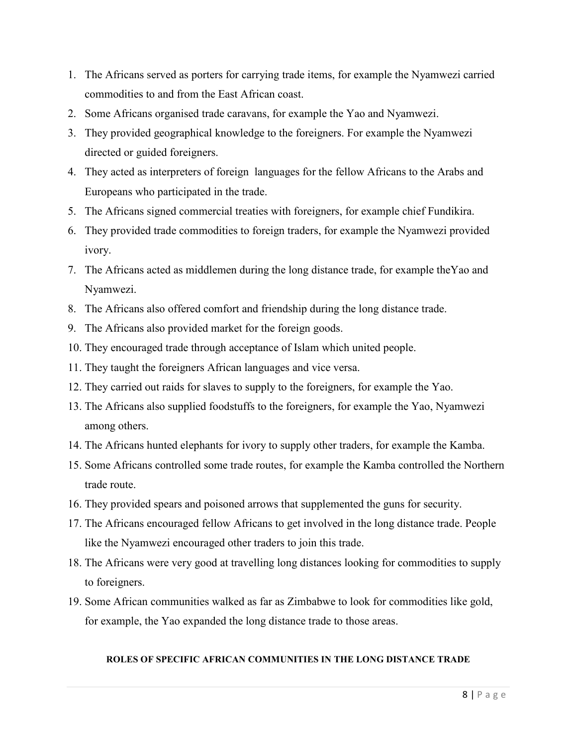1. The Africans served as porters for carrying trade items, for example the Nyamwezi carried commodities to and from the East African coast.
2. Some Africans organised trade caravans, for example the Yao and Nyamwezi.
3. They provided geographical knowledge to the foreigners. For example the Nyamwezi directed or guided foreigners.
4. They acted as interpreters of foreign languages for the fellow Africans to the Arabs and Europeans who participated in the trade.
5. The Africans signed commercial treaties with foreigners, for example chief Fundikira.
6. They provided trade commodities to foreign traders, for example the Nyamwezi provided ivory.
7. The Africans acted as middlemen during the long distance trade, for example theYao and Nyamwezi.
8. The Africans also offered comfort and friendship during the long distance trade.
9. The Africans also provided market for the foreign goods.
10. They encouraged trade through acceptance of Islam which united people.
11. They taught the foreigners African languages and vice versa.
12. They carried out raids for slaves to supply to the foreigners, for example the Yao.
13. The Africans also supplied foodstuffs to the foreigners, for example the Yao, Nyamwezi among others.
14. The Africans hunted elephants for ivory to supply other traders, for example the Kamba.
15. Some Africans controlled some trade routes, for example the Kamba controlled the Northern trade route.
16. They provided spears and poisoned arrows that supplemented the guns for security.
17. The Africans encouraged fellow Africans to get involved in the long distance trade. People like the Nyamwezi encouraged other traders to join this trade.
18. The Africans were very good at travelling long distances looking for commodities to supply to foreigners.
19. Some African communities walked as far as Zimbabwe to look for commodities like gold, for example, the Yao expanded the long distance trade to those areas.

**ROLES OF SPECIFIC AFRICAN COMMUNITIES IN THE LONG DISTANCE TRADE**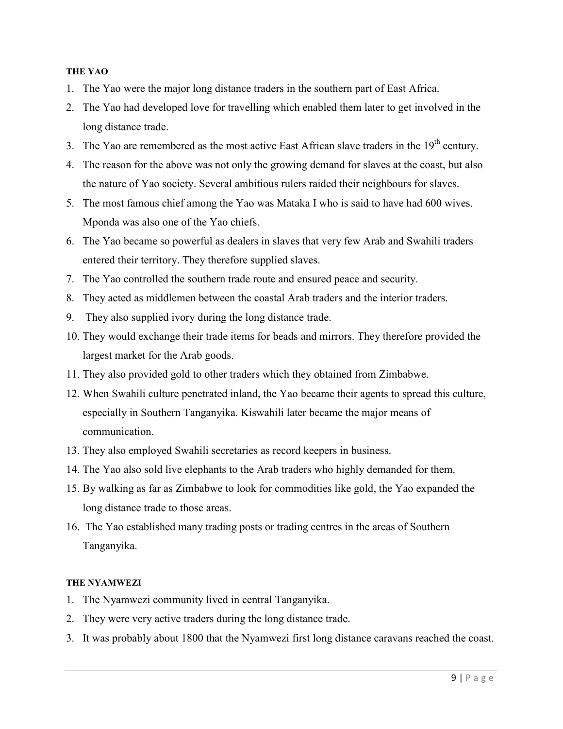#### THE YAO

1. The Yao were the major long distance traders in the southern part of East Africa.
2. The Yao had developed love for travelling which enabled them later to get involved in the long distance trade.
3. The Yao are remembered as the most active East African slave traders in the $19^{th}$ century.
4. The reason for the above was not only the growing demand for slaves at the coast, but also the nature of Yao society. Several ambitious rulers raided their neighbours for slaves.
5. The most famous chief among the Yao was Mataka I who is said to have had 600 wives. Mponda was also one of the Yao chiefs.
6. The Yao became so powerful as dealers in slaves that very few Arab and Swahili traders entered their territory. They therefore supplied slaves.
7. The Yao controlled the southern trade route and ensured peace and security.
8. They acted as middlemen between the coastal Arab traders and the interior traders.
9. They also supplied ivory during the long distance trade.
10. They would exchange their trade items for beads and mirrors. They therefore provided the largest market for the Arab goods.
11. They also provided gold to other traders which they obtained from Zimbabwe.
12. When Swahili culture penetrated inland, the Yao became their agents to spread this culture, especially in Southern Tanganyika. Kiswahili later became the major means of communication.
13. They also employed Swahili secretaries as record keepers in business.
14. The Yao also sold live elephants to the Arab traders who highly demanded for them.
15. By walking as far as Zimbabwe to look for commodities like gold, the Yao expanded the long distance trade to those areas.
16. The Yao established many trading posts or trading centres in the areas of Southern Tanganyika.

#### THE NYAMWEZI

1. The Nyamwezi community lived in central Tanganyika.
2. They were very active traders during the long distance trade.
3. It was probably about 1800 that the Nyamwezi first long distance caravans reached the coast.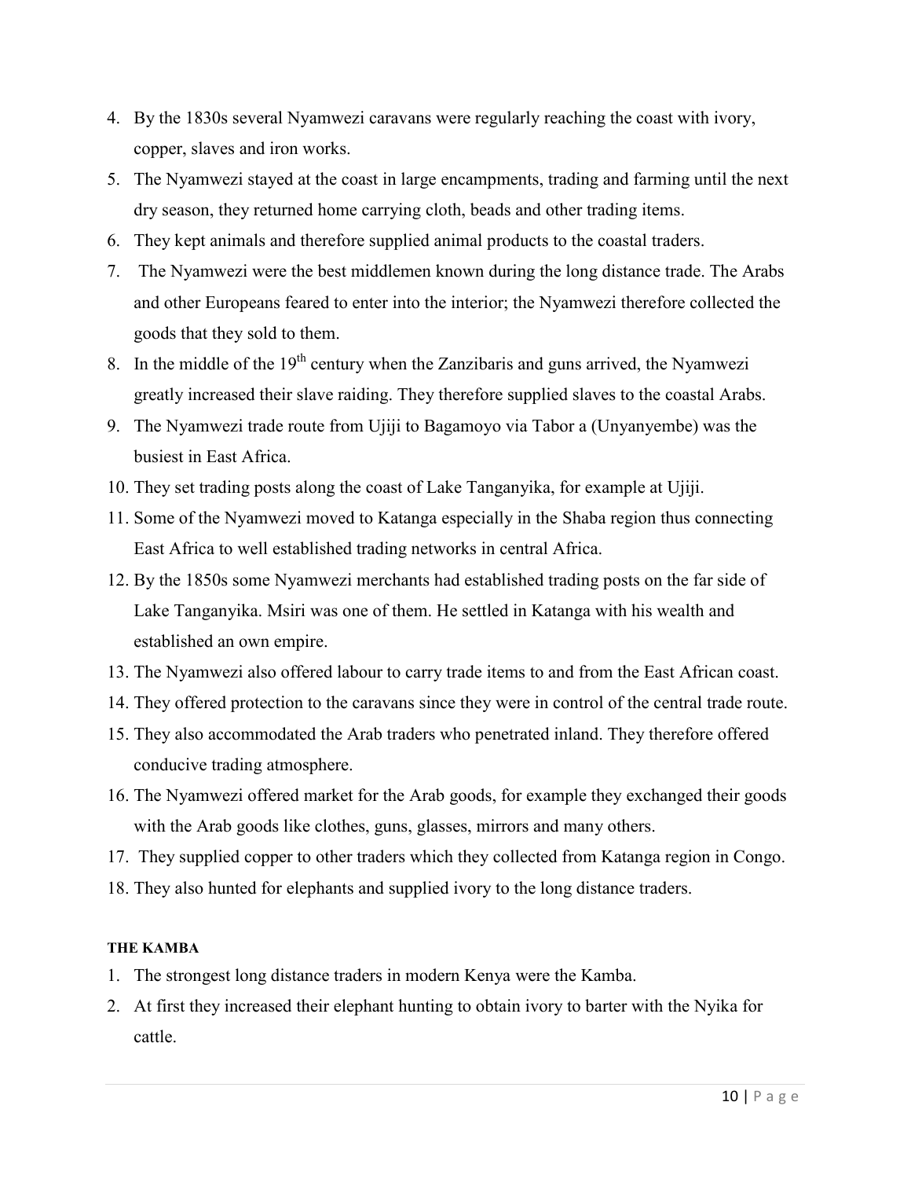4. By the 1830s several Nyamwezi caravans were regularly reaching the coast with ivory, copper, slaves and iron works.
5. The Nyamwezi stayed at the coast in large encampments, trading and farming until the next dry season, they returned home carrying cloth, beads and other trading items.
6. They kept animals and therefore supplied animal products to the coastal traders.
7. The Nyamwezi were the best middlemen known during the long distance trade. The Arabs and other Europeans feared to enter into the interior; the Nyamwezi therefore collected the goods that they sold to them.
8. In the middle of the 19th century when the Zanzibaris and guns arrived, the Nyamwezi greatly increased their slave raiding. They therefore supplied slaves to the coastal Arabs.
9. The Nyamwezi trade route from Ujiji to Bagamoyo via Tabor a (Unyanyembe) was the busiest in East Africa.
10. They set trading posts along the coast of Lake Tanganyika, for example at Ujiji.
11. Some of the Nyamwezi moved to Katanga especially in the Shaba region thus connecting East Africa to well established trading networks in central Africa.
12. By the 1850s some Nyamwezi merchants had established trading posts on the far side of Lake Tanganyika. Msiri was one of them. He settled in Katanga with his wealth and established an own empire.
13. The Nyamwezi also offered labour to carry trade items to and from the East African coast.
14. They offered protection to the caravans since they were in control of the central trade route.
15. They also accommodated the Arab traders who penetrated inland. They therefore offered conducive trading atmosphere.
16. The Nyamwezi offered market for the Arab goods, for example they exchanged their goods with the Arab goods like clothes, guns, glasses, mirrors and many others.
17. They supplied copper to other traders which they collected from Katanga region in Congo.
18. They also hunted for elephants and supplied ivory to the long distance traders.

**THE KAMBA**

1. The strongest long distance traders in modern Kenya were the Kamba.
2. At first they increased their elephant hunting to obtain ivory to barter with the Nyika for cattle.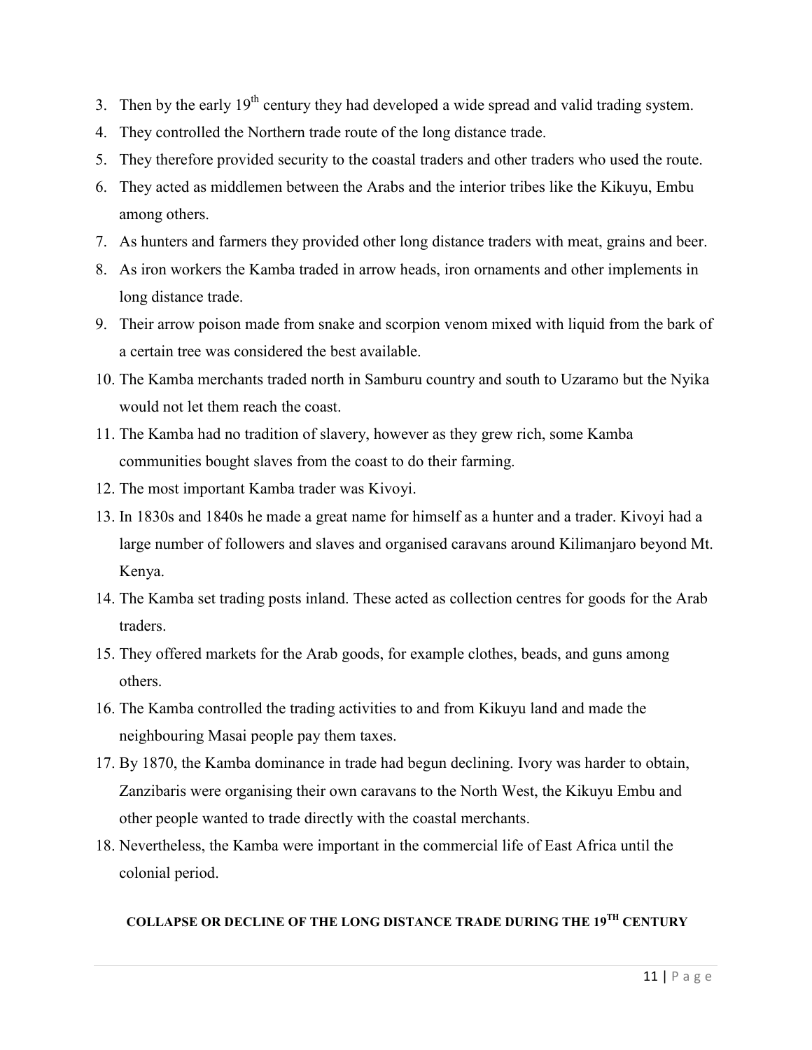3. Then by the early 19th century they had developed a wide spread and valid trading system.
4. They controlled the Northern trade route of the long distance trade.
5. They therefore provided security to the coastal traders and other traders who used the route.
6. They acted as middlemen between the Arabs and the interior tribes like the Kikuyu, Embu among others.
7. As hunters and farmers they provided other long distance traders with meat, grains and beer.
8. As iron workers the Kamba traded in arrow heads, iron ornaments and other implements in long distance trade.
9. Their arrow poison made from snake and scorpion venom mixed with liquid from the bark of a certain tree was considered the best available.
10. The Kamba merchants traded north in Samburu country and south to Uzaramo but the Nyika would not let them reach the coast.
11. The Kamba had no tradition of slavery, however as they grew rich, some Kamba communities bought slaves from the coast to do their farming.
12. The most important Kamba trader was Kivoyi.
13. In 1830s and 1840s he made a great name for himself as a hunter and a trader. Kivoyi had a large number of followers and slaves and organised caravans around Kilimanjaro beyond Mt. Kenya.
14. The Kamba set trading posts inland. These acted as collection centres for goods for the Arab traders.
15. They offered markets for the Arab goods, for example clothes, beads, and guns among others.
16. The Kamba controlled the trading activities to and from Kikuyu land and made the neighbouring Masai people pay them taxes.
17. By 1870, the Kamba dominance in trade had begun declining. Ivory was harder to obtain, Zanzibaris were organising their own caravans to the North West, the Kikuyu Embu and other people wanted to trade directly with the coastal merchants.
18. Nevertheless, the Kamba were important in the commercial life of East Africa until the colonial period.

**COLLAPSE OR DECLINE OF THE LONG DISTANCE TRADE DURING THE 19TH CENTURY**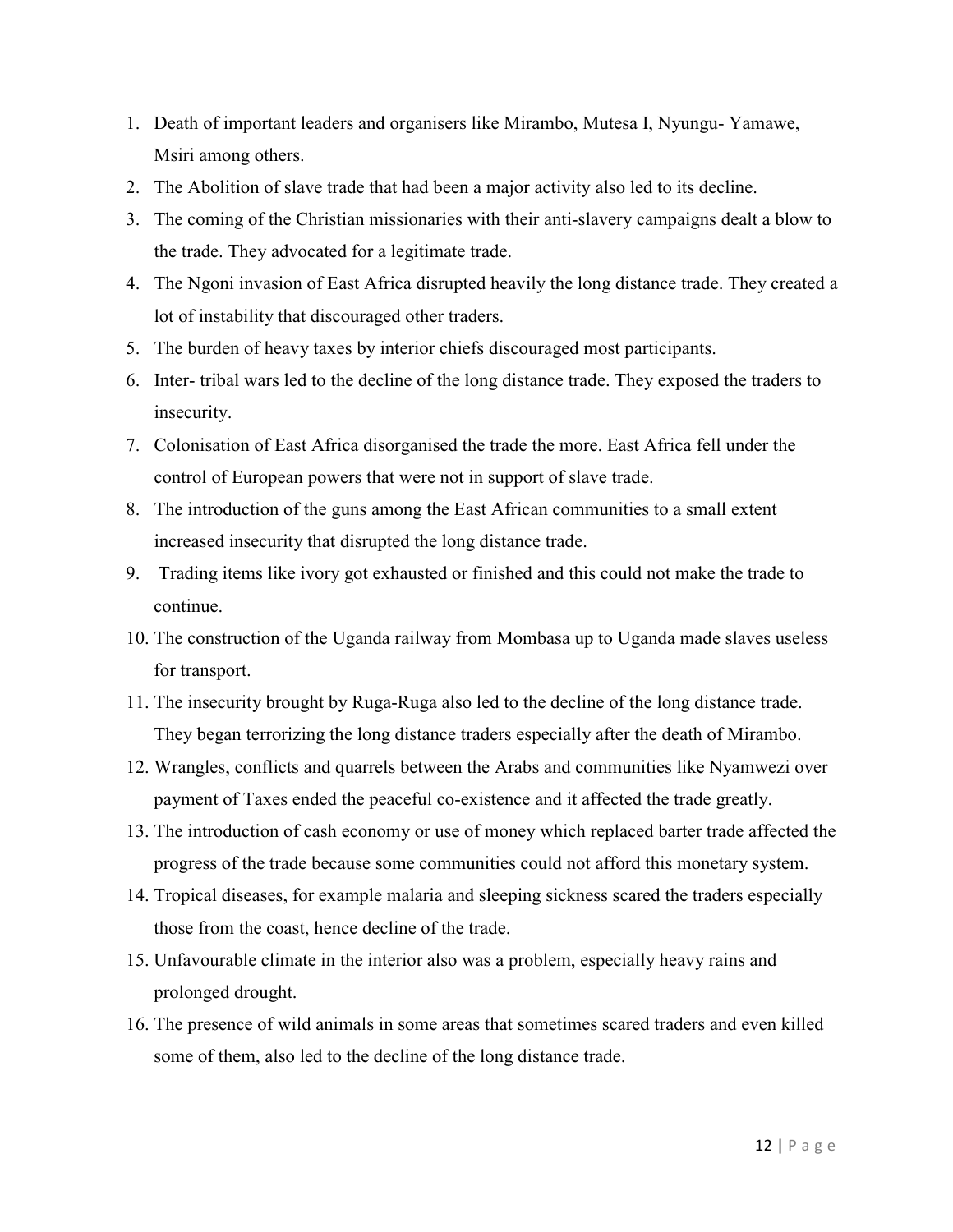1. Death of important leaders and organisers like Mirambo, Mutesa I, Nyungu- Yamawe, Msiri among others.
2. The Abolition of slave trade that had been a major activity also led to its decline.
3. The coming of the Christian missionaries with their anti-slavery campaigns dealt a blow to the trade. They advocated for a legitimate trade.
4. The Ngoni invasion of East Africa disrupted heavily the long distance trade. They created a lot of instability that discouraged other traders.
5. The burden of heavy taxes by interior chiefs discouraged most participants.
6. Inter- tribal wars led to the decline of the long distance trade. They exposed the traders to insecurity.
7. Colonisation of East Africa disorganised the trade the more. East Africa fell under the control of European powers that were not in support of slave trade.
8. The introduction of the guns among the East African communities to a small extent increased insecurity that disrupted the long distance trade.
9. Trading items like ivory got exhausted or finished and this could not make the trade to continue.
10. The construction of the Uganda railway from Mombasa up to Uganda made slaves useless for transport.
11. The insecurity brought by Ruga-Ruga also led to the decline of the long distance trade. They began terrorizing the long distance traders especially after the death of Mirambo.
12. Wrangles, conflicts and quarrels between the Arabs and communities like Nyamwezi over payment of Taxes ended the peaceful co-existence and it affected the trade greatly.
13. The introduction of cash economy or use of money which replaced barter trade affected the progress of the trade because some communities could not afford this monetary system.
14. Tropical diseases, for example malaria and sleeping sickness scared the traders especially those from the coast, hence decline of the trade.
15. Unfavourable climate in the interior also was a problem, especially heavy rains and prolonged drought.
16. The presence of wild animals in some areas that sometimes scared traders and even killed some of them, also led to the decline of the long distance trade.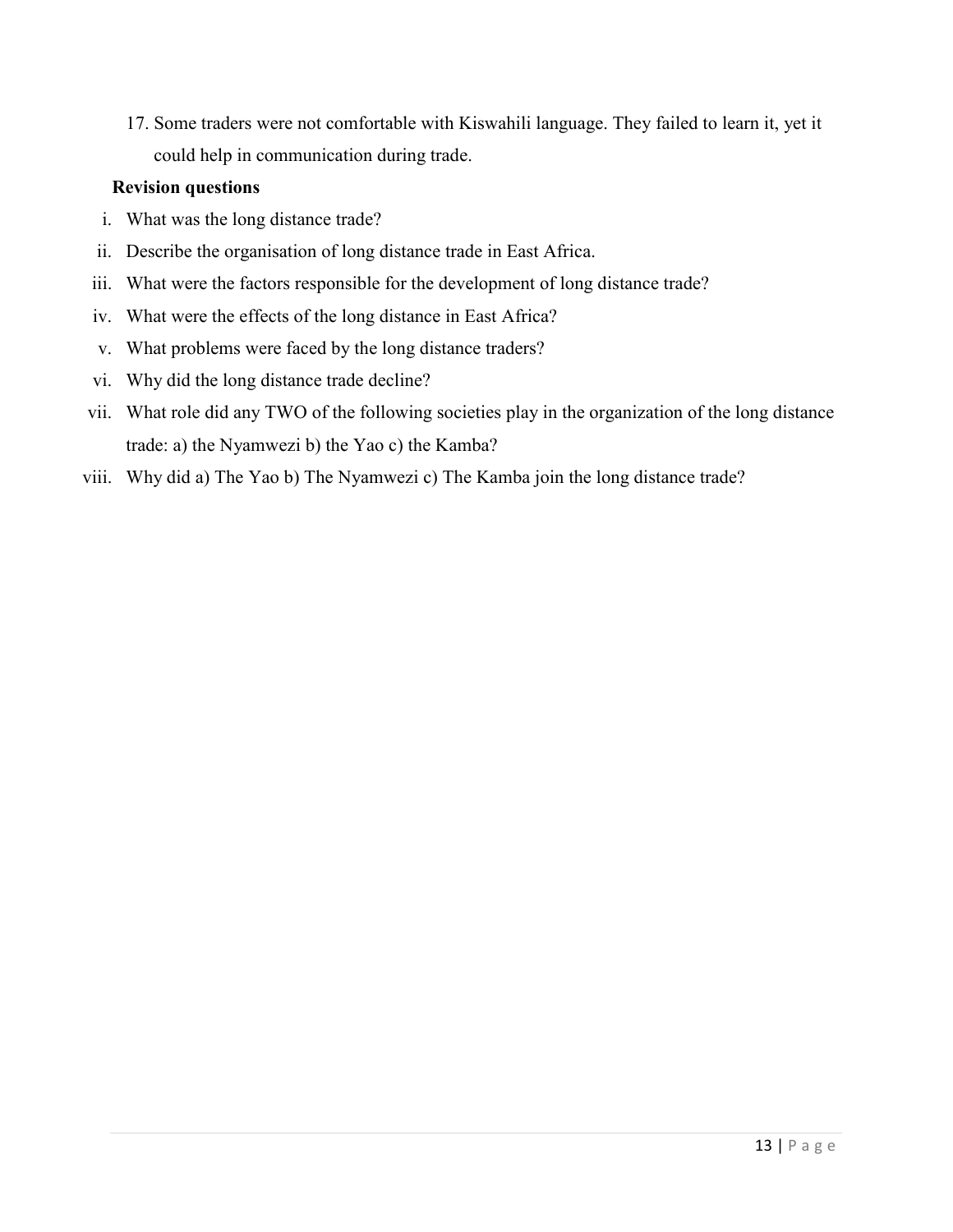17. Some traders were not comfortable with Kiswahili language. They failed to learn it, yet it could help in communication during trade.

**Revision questions**

i. What was the long distance trade?
ii. Describe the organisation of long distance trade in East Africa.
iii. What were the factors responsible for the development of long distance trade?
iv. What were the effects of the long distance in East Africa?
v. What problems were faced by the long distance traders?
vi. Why did the long distance trade decline?
vii. What role did any TWO of the following societies play in the organization of the long distance trade: a) the Nyamwezi b) the Yao c) the Kamba?
viii. Why did a) The Yao b) The Nyamwezi c) The Kamba join the long distance trade?